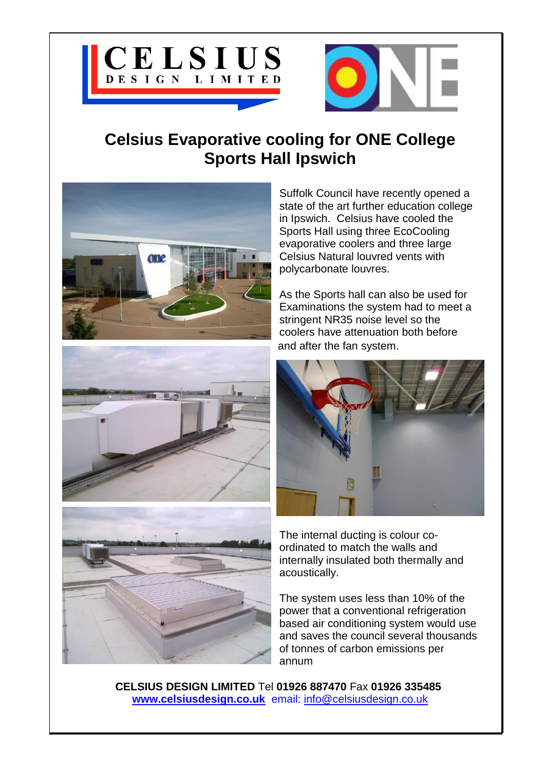# Celsius Evaporative cooling for ONE College Sports Hall Ipswich

Suffolk Council have recently opened a state of the art further education college in Ipswich. Celsius have cooled the Sports Hall using three EcoCooling evaporative coolers and three large Celsius Natural louvred vents with polycarbonate louvres.

As the Sports hall can also be used for Examinations the system had to meet a stringent NR35 noise level so the coolers have attenuation both before and after the fan system.

The internal ducting is colour co-ordinated to match the walls and internally insulated both thermally and acoustically.

The system uses less than 10% of the power that a conventional refrigeration based air conditioning system would use and saves the council several thousands of tonnes of carbon emissions per annum

**CELSIUS DESIGN LIMITED** Tel **01926 887470** Fax **01926 335485**
**www.celsiusdesign.co.uk** email: info@celsiusdesign.co.uk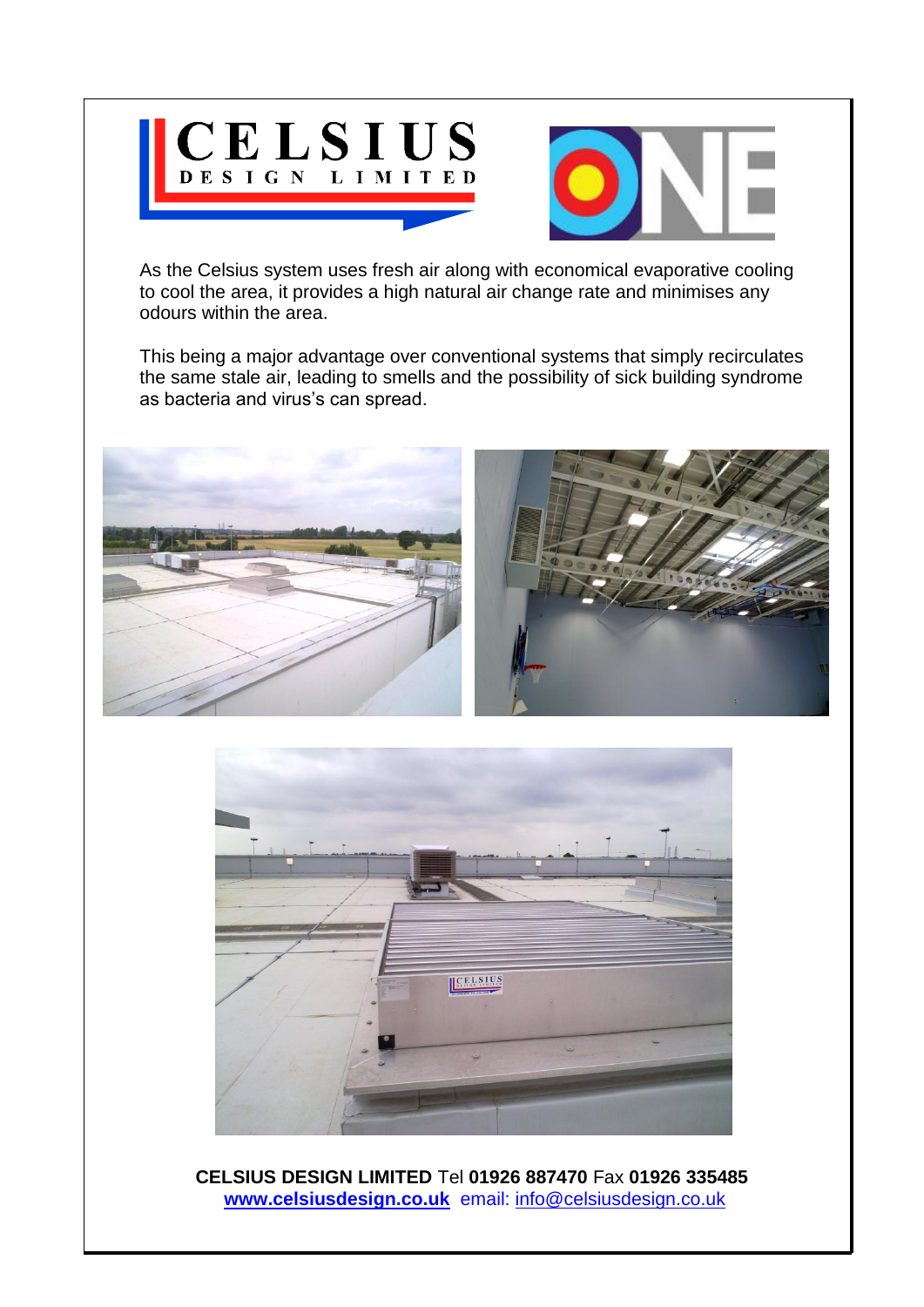As the Celsius system uses fresh air along with economical evaporative cooling to cool the area, it provides a high natural air change rate and minimises any odours within the area.

This being a major advantage over conventional systems that simply recirculates the same stale air, leading to smells and the possibility of sick building syndrome as bacteria and virus's can spread.

**CELSIUS DESIGN LIMITED** Tel **01926 887470** Fax **01926 335485**
**www.celsiusdesign.co.uk** email: info@celsiusdesign.co.uk